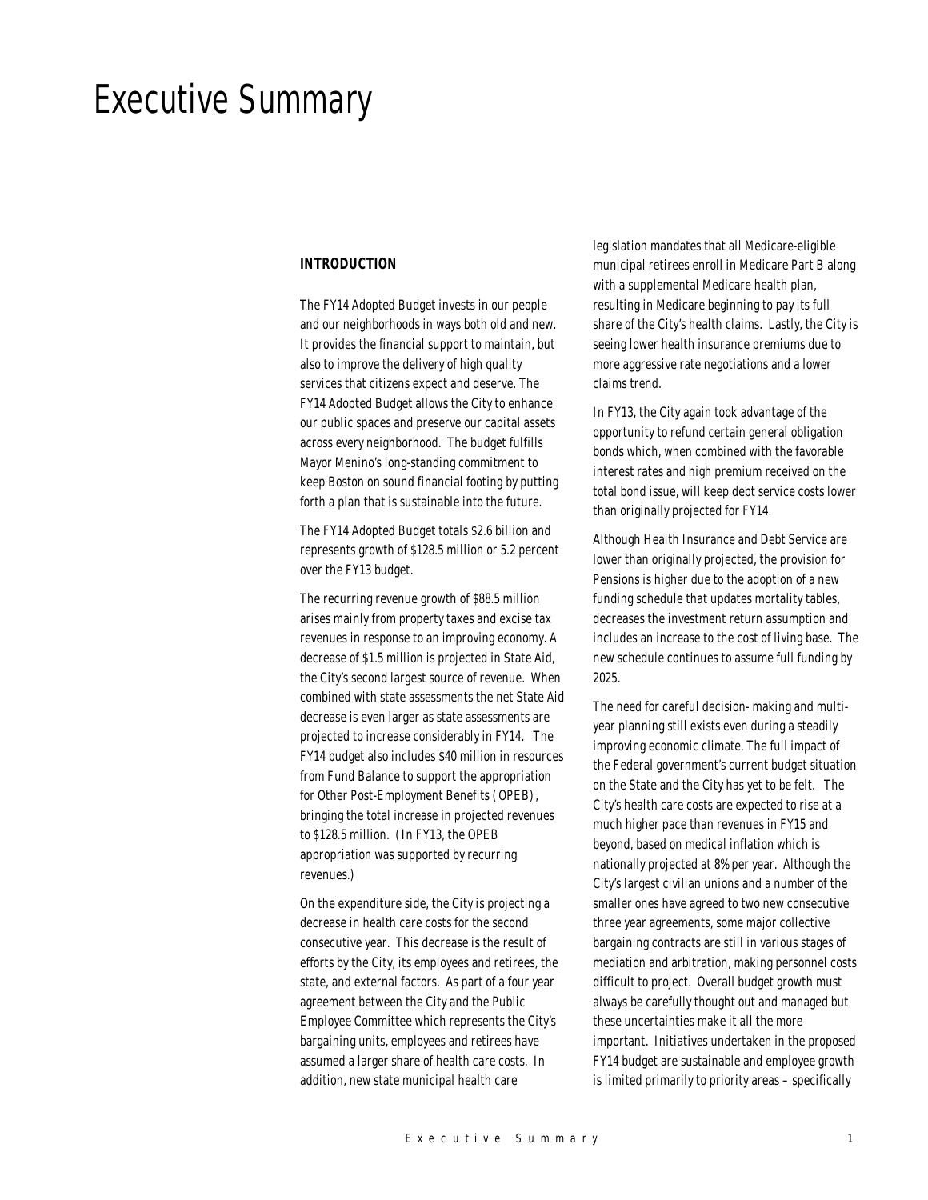# Executive Summary

## INTRODUCTION

The FY14 Adopted Budget invests in our people and our neighborhoods in ways both old and new. It provides the financial support to maintain, but also to improve the delivery of high quality services that citizens expect and deserve. The FY14 Adopted Budget allows the City to enhance our public spaces and preserve our capital assets across every neighborhood. The budget fulfills Mayor Menino's long-standing commitment to keep Boston on sound financial footing by putting forth a plan that is sustainable into the future.

The FY14 Adopted Budget totals $2.6 billion and represents growth of $128.5 million or 5.2 percent over the FY13 budget.

The recurring revenue growth of $88.5 million arises mainly from property taxes and excise tax revenues in response to an improving economy. A decrease of $1.5 million is projected in State Aid, the City's second largest source of revenue. When combined with state assessments the net State Aid decrease is even larger as state assessments are projected to increase considerably in FY14. The FY14 budget also includes $40 million in resources from Fund Balance to support the appropriation for Other Post-Employment Benefits (OPEB), bringing the total increase in projected revenues to $128.5 million. (In FY13, the OPEB appropriation was supported by recurring revenues.)

On the expenditure side, the City is projecting a decrease in health care costs for the second consecutive year. This decrease is the result of efforts by the City, its employees and retirees, the state, and external factors. As part of a four year agreement between the City and the Public Employee Committee which represents the City's bargaining units, employees and retirees have assumed a larger share of health care costs. In addition, new state municipal health care legislation mandates that all Medicare-eligible municipal retirees enroll in Medicare Part B along with a supplemental Medicare health plan, resulting in Medicare beginning to pay its full share of the City's health claims. Lastly, the City is seeing lower health insurance premiums due to more aggressive rate negotiations and a lower claims trend.

In FY13, the City again took advantage of the opportunity to refund certain general obligation bonds which, when combined with the favorable interest rates and high premium received on the total bond issue, will keep debt service costs lower than originally projected for FY14.

Although Health Insurance and Debt Service are lower than originally projected, the provision for Pensions is higher due to the adoption of a new funding schedule that updates mortality tables, decreases the investment return assumption and includes an increase to the cost of living base. The new schedule continues to assume full funding by 2025.

The need for careful decision- making and multi-year planning still exists even during a steadily improving economic climate. The full impact of the Federal government's current budget situation on the State and the City has yet to be felt. The City's health care costs are expected to rise at a much higher pace than revenues in FY15 and beyond, based on medical inflation which is nationally projected at 8% per year. Although the City's largest civilian unions and a number of the smaller ones have agreed to two new consecutive three year agreements, some major collective bargaining contracts are still in various stages of mediation and arbitration, making personnel costs difficult to project. Overall budget growth must always be carefully thought out and managed but these uncertainties make it all the more important. Initiatives undertaken in the proposed FY14 budget are sustainable and employee growth is limited primarily to priority areas – specifically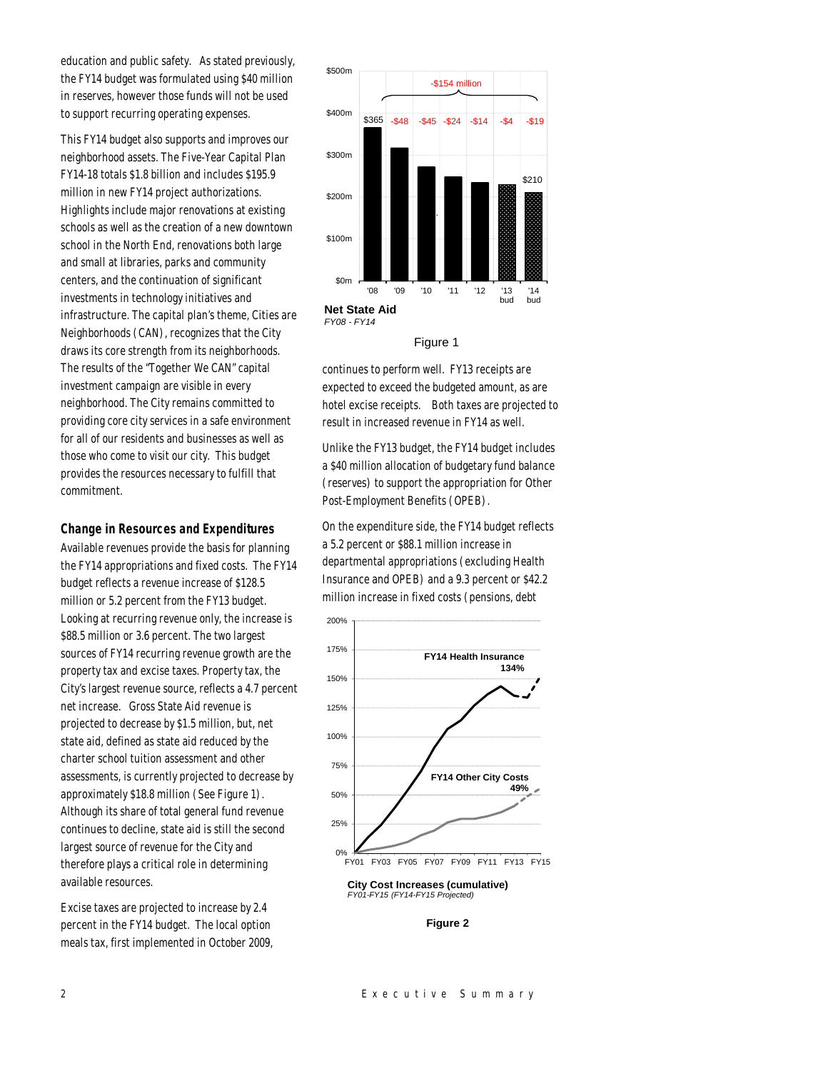education and public safety. As stated previously, the FY14 budget was formulated using $40 million in reserves, however those funds will not be used to support recurring operating expenses.

This FY14 budget also supports and improves our neighborhood assets. The Five-Year Capital Plan FY14-18 totals $1.8 billion and includes $195.9 million in new FY14 project authorizations. Highlights include major renovations at existing schools as well as the creation of a new downtown school in the North End, renovations both large and small at libraries, parks and community centers, and the continuation of significant investments in technology initiatives and infrastructure. The capital plan's theme, Cities are Neighborhoods (CAN), recognizes that the City draws its core strength from its neighborhoods. The results of the "Together We CAN" capital investment campaign are visible in every neighborhood. The City remains committed to providing core city services in a safe environment for all of our residents and businesses as well as those who come to visit our city. This budget provides the resources necessary to fulfill that commitment.

### Change in Resources and Expenditures

Available revenues provide the basis for planning the FY14 appropriations and fixed costs. The FY14 budget reflects a revenue increase of $128.5 million or 5.2 percent from the FY13 budget. Looking at recurring revenue only, the increase is $88.5 million or 3.6 percent. The two largest sources of FY14 recurring revenue growth are the property tax and excise taxes. Property tax, the City's largest revenue source, reflects a 4.7 percent net increase. Gross State Aid revenue is projected to decrease by $1.5 million, but, net state aid, defined as state aid reduced by the charter school tuition assessment and other assessments, is currently projected to decrease by approximately $18.8 million (See Figure 1). Although its share of total general fund revenue continues to decline, state aid is still the second largest source of revenue for the City and therefore plays a critical role in determining available resources.

Excise taxes are projected to increase by 2.4 percent in the FY14 budget. The local option meals tax, first implemented in October 2009, continues to perform well. FY13 receipts are expected to exceed the budgeted amount, as are hotel excise receipts. Both taxes are projected to result in increased revenue in FY14 as well.

Unlike the FY13 budget, the FY14 budget includes a $40 million allocation of budgetary fund balance (reserves) to support the appropriation for Other Post-Employment Benefits (OPEB).

On the expenditure side, the FY14 budget reflects a 5.2 percent or $88.1 million increase in departmental appropriations (excluding Health Insurance and OPEB) and a 9.3 percent or $42.2 million increase in fixed costs (pensions, debt

**Net State Aid**
*FY08 - FY14*

Figure 1

**City Cost Increases (cumulative)**
*FY01-FY15 (FY14-FY15 Projected)*

**Figure 2**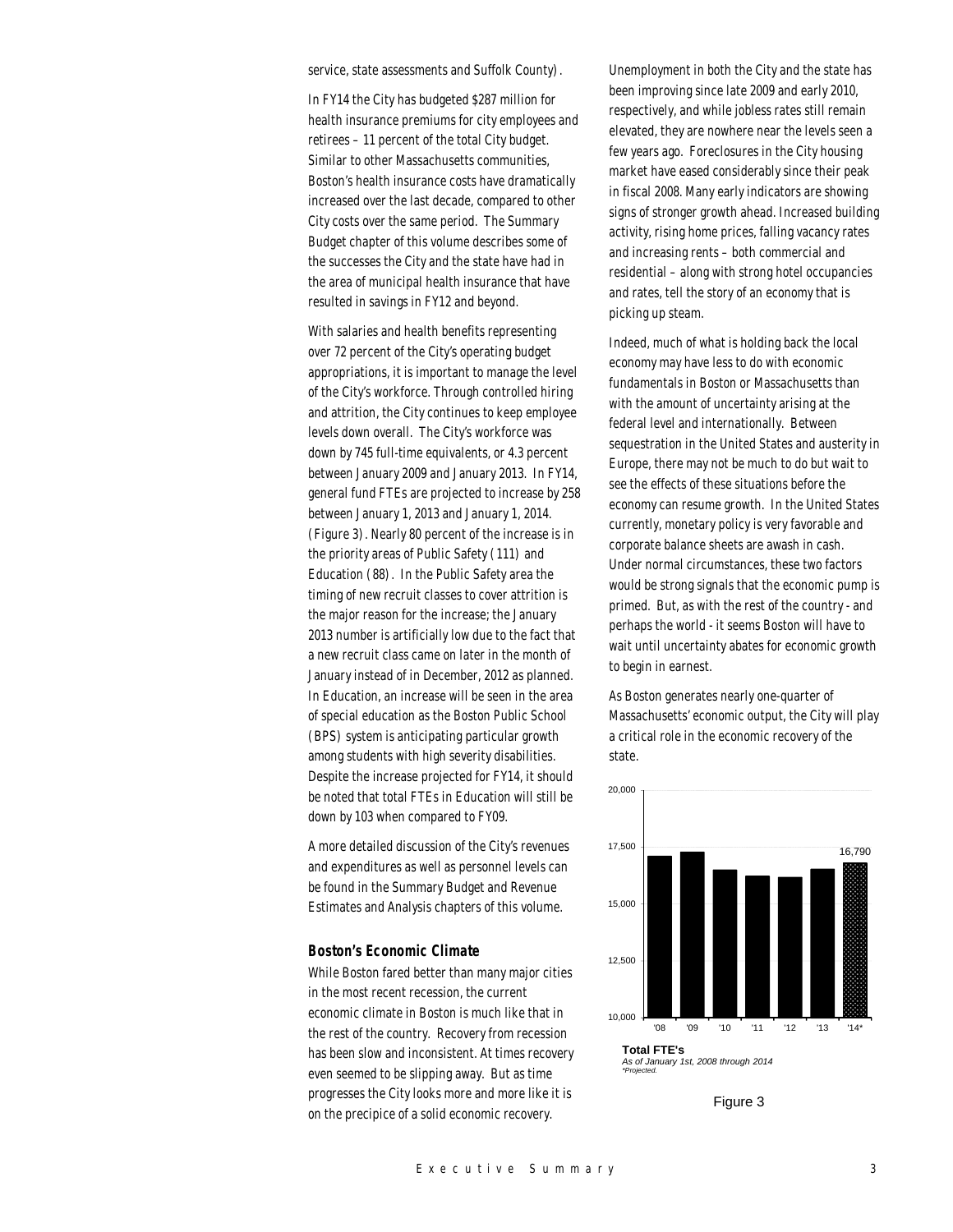service, state assessments and Suffolk County).

In FY14 the City has budgeted $287 million for health insurance premiums for city employees and retirees – 11 percent of the total City budget. Similar to other Massachusetts communities, Boston's health insurance costs have dramatically increased over the last decade, compared to other City costs over the same period. The Summary Budget chapter of this volume describes some of the successes the City and the state have had in the area of municipal health insurance that have resulted in savings in FY12 and beyond.

With salaries and health benefits representing over 72 percent of the City's operating budget appropriations, it is important to manage the level of the City's workforce. Through controlled hiring and attrition, the City continues to keep employee levels down overall. The City's workforce was down by 745 full-time equivalents, or 4.3 percent between January 2009 and January 2013. In FY14, general fund FTEs are projected to increase by 258 between January 1, 2013 and January 1, 2014. (Figure 3). Nearly 80 percent of the increase is in the priority areas of Public Safety (111) and Education (88). In the Public Safety area the timing of new recruit classes to cover attrition is the major reason for the increase; the January 2013 number is artificially low due to the fact that a new recruit class came on later in the month of January instead of in December, 2012 as planned. In Education, an increase will be seen in the area of special education as the Boston Public School (BPS) system is anticipating particular growth among students with high severity disabilities. Despite the increase projected for FY14, it should be noted that total FTEs in Education will still be down by 103 when compared to FY09.

A more detailed discussion of the City's revenues and expenditures as well as personnel levels can be found in the Summary Budget and Revenue Estimates and Analysis chapters of this volume.

### Boston's Economic Climate

While Boston fared better than many major cities in the most recent recession, the current economic climate in Boston is much like that in the rest of the country. Recovery from recession has been slow and inconsistent. At times recovery even seemed to be slipping away. But as time progresses the City looks more and more like it is on the precipice of a solid economic recovery.

Unemployment in both the City and the state has been improving since late 2009 and early 2010, respectively, and while jobless rates still remain elevated, they are nowhere near the levels seen a few years ago. Foreclosures in the City housing market have eased considerably since their peak in fiscal 2008. Many early indicators are showing signs of stronger growth ahead. Increased building activity, rising home prices, falling vacancy rates and increasing rents – both commercial and residential – along with strong hotel occupancies and rates, tell the story of an economy that is picking up steam.

Indeed, much of what is holding back the local economy may have less to do with economic fundamentals in Boston or Massachusetts than with the amount of uncertainty arising at the federal level and internationally. Between sequestration in the United States and austerity in Europe, there may not be much to do but wait to see the effects of these situations before the economy can resume growth. In the United States currently, monetary policy is very favorable and corporate balance sheets are awash in cash. Under normal circumstances, these two factors would be strong signals that the economic pump is primed. But, as with the rest of the country - and perhaps the world - it seems Boston will have to wait until uncertainty abates for economic growth to begin in earnest.

As Boston generates nearly one-quarter of Massachusetts' economic output, the City will play a critical role in the economic recovery of the state.

**Total FTE's**
*As of January 1st, 2008 through 2014*
*\*Projected.*

| Year | '08 | '09 | '10 | '11 | '12 | '13 | '14* |
|---|---|---|---|---|---|---|---|
| Total FTE's | | | | | | | 16,790 |

Figure 3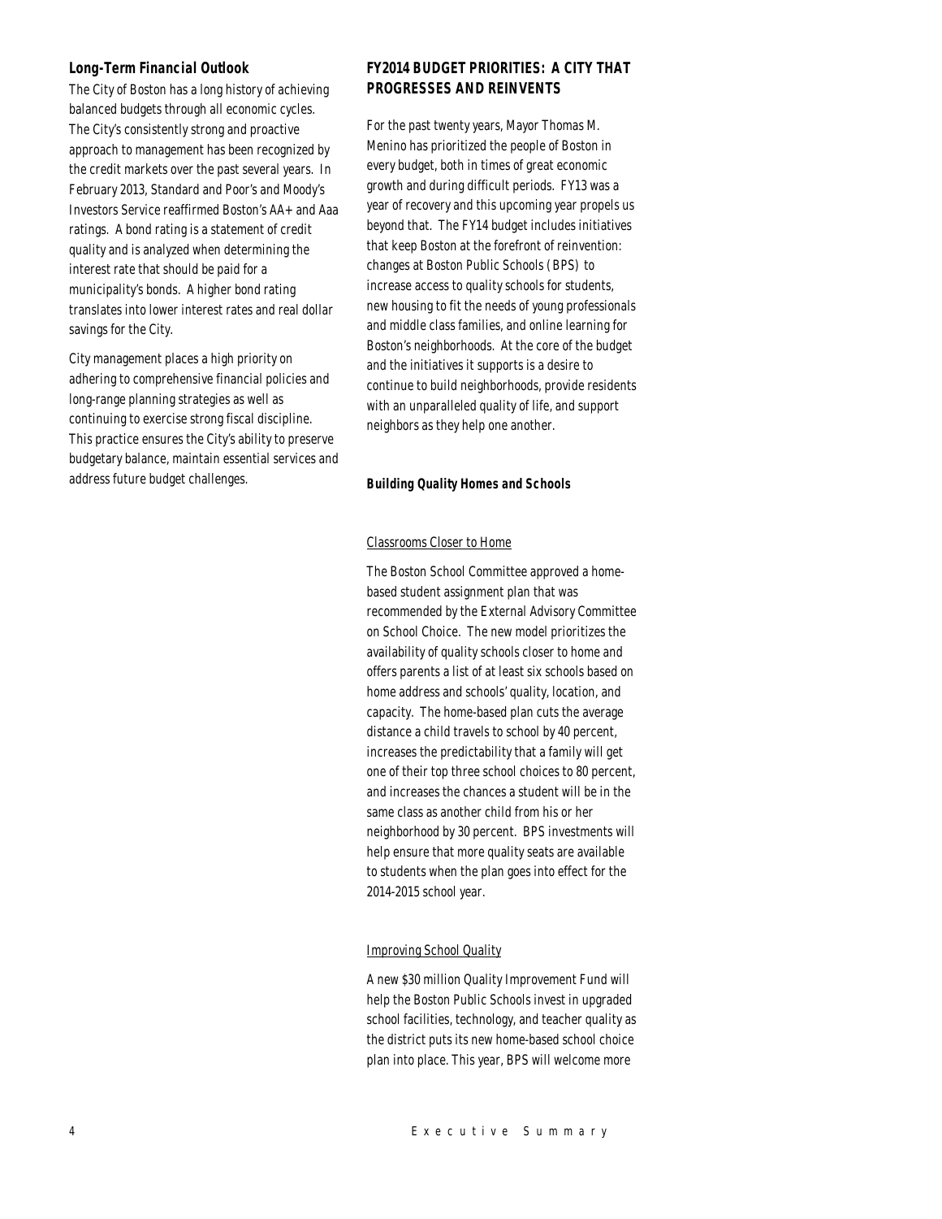### *Long-Term Financial Outlook*

The City of Boston has a long history of achieving balanced budgets through all economic cycles. The City's consistently strong and proactive approach to management has been recognized by the credit markets over the past several years. In February 2013, Standard and Poor's and Moody's Investors Service reaffirmed Boston's AA+ and Aaa ratings. A bond rating is a statement of credit quality and is analyzed when determining the interest rate that should be paid for a municipality's bonds. A higher bond rating translates into lower interest rates and real dollar savings for the City.

City management places a high priority on adhering to comprehensive financial policies and long-range planning strategies as well as continuing to exercise strong fiscal discipline. This practice ensures the City's ability to preserve budgetary balance, maintain essential services and address future budget challenges.

## FY2014 BUDGET PRIORITIES: A CITY THAT PROGRESSES AND REINVENTS

For the past twenty years, Mayor Thomas M. Menino has prioritized the people of Boston in every budget, both in times of great economic growth and during difficult periods. FY13 was a year of recovery and this upcoming year propels us beyond that. The FY14 budget includes initiatives that keep Boston at the forefront of reinvention: changes at Boston Public Schools (BPS) to increase access to quality schools for students, new housing to fit the needs of young professionals and middle class families, and online learning for Boston's neighborhoods. At the core of the budget and the initiatives it supports is a desire to continue to build neighborhoods, provide residents with an unparalleled quality of life, and support neighbors as they help one another.

### *Building Quality Homes and Schools*

Classrooms Closer to Home

The Boston School Committee approved a home-based student assignment plan that was recommended by the External Advisory Committee on School Choice. The new model prioritizes the availability of quality schools closer to home and offers parents a list of at least six schools based on home address and schools' quality, location, and capacity. The home-based plan cuts the average distance a child travels to school by 40 percent, increases the predictability that a family will get one of their top three school choices to 80 percent, and increases the chances a student will be in the same class as another child from his or her neighborhood by 30 percent. BPS investments will help ensure that more quality seats are available to students when the plan goes into effect for the 2014-2015 school year.

Improving School Quality

A new $30 million Quality Improvement Fund will help the Boston Public Schools invest in upgraded school facilities, technology, and teacher quality as the district puts its new home-based school choice plan into place. This year, BPS will welcome more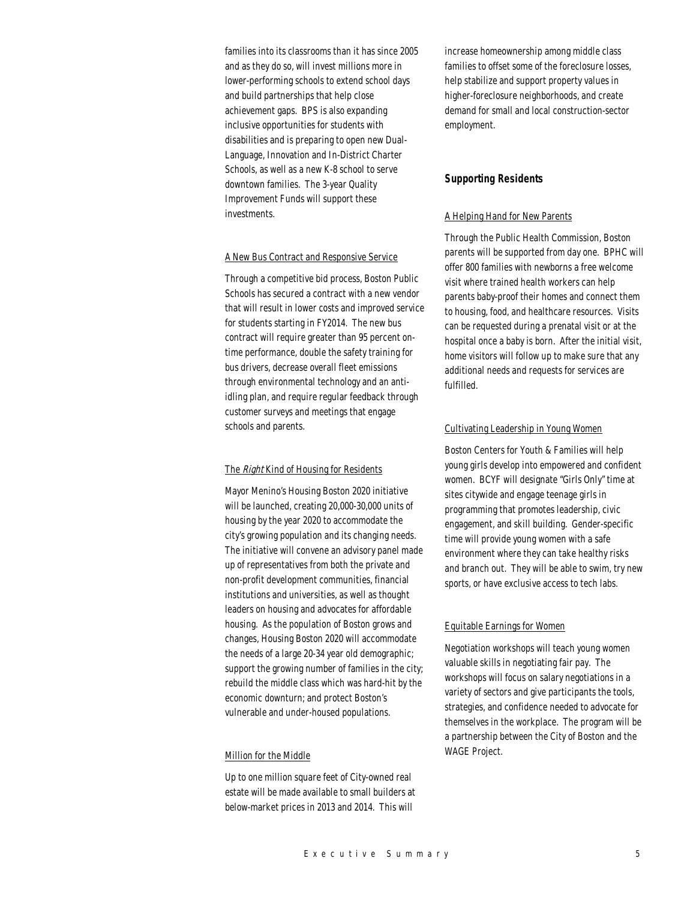families into its classrooms than it has since 2005 and as they do so, will invest millions more in lower-performing schools to extend school days and build partnerships that help close achievement gaps. BPS is also expanding inclusive opportunities for students with disabilities and is preparing to open new Dual-Language, Innovation and In-District Charter Schools, as well as a new K-8 school to serve downtown families. The 3-year Quality Improvement Funds will support these investments.

<u>A New Bus Contract and Responsive Service</u>

Through a competitive bid process, Boston Public Schools has secured a contract with a new vendor that will result in lower costs and improved service for students starting in FY2014. The new bus contract will require greater than 95 percent on-time performance, double the safety training for bus drivers, decrease overall fleet emissions through environmental technology and an anti-idling plan, and require regular feedback through customer surveys and meetings that engage schools and parents.

<u>The *Right* Kind of Housing for Residents</u>

Mayor Menino's Housing Boston 2020 initiative will be launched, creating 20,000-30,000 units of housing by the year 2020 to accommodate the city's growing population and its changing needs. The initiative will convene an advisory panel made up of representatives from both the private and non-profit development communities, financial institutions and universities, as well as thought leaders on housing and advocates for affordable housing. As the population of Boston grows and changes, Housing Boston 2020 will accommodate the needs of a large 20-34 year old demographic; support the growing number of families in the city; rebuild the middle class which was hard-hit by the economic downturn; and protect Boston's vulnerable and under-housed populations.

<u>Million for the Middle</u>

Up to one million square feet of City-owned real estate will be made available to small builders at below-market prices in 2013 and 2014. This will increase homeownership among middle class families to offset some of the foreclosure losses, help stabilize and support property values in higher-foreclosure neighborhoods, and create demand for small and local construction-sector employment.

### *Supporting Residents*

<u>A Helping Hand for New Parents</u>

Through the Public Health Commission, Boston parents will be supported from day one. BPHC will offer 800 families with newborns a free welcome visit where trained health workers can help parents baby-proof their homes and connect them to housing, food, and healthcare resources. Visits can be requested during a prenatal visit or at the hospital once a baby is born. After the initial visit, home visitors will follow up to make sure that any additional needs and requests for services are fulfilled.

<u>Cultivating Leadership in Young Women</u>

Boston Centers for Youth & Families will help young girls develop into empowered and confident women. BCYF will designate "Girls Only" time at sites citywide and engage teenage girls in programming that promotes leadership, civic engagement, and skill building. Gender-specific time will provide young women with a safe environment where they can take healthy risks and branch out. They will be able to swim, try new sports, or have exclusive access to tech labs.

<u>Equitable Earnings for Women</u>

Negotiation workshops will teach young women valuable skills in negotiating fair pay. The workshops will focus on salary negotiations in a variety of sectors and give participants the tools, strategies, and confidence needed to advocate for themselves in the workplace. The program will be a partnership between the City of Boston and the WAGE Project.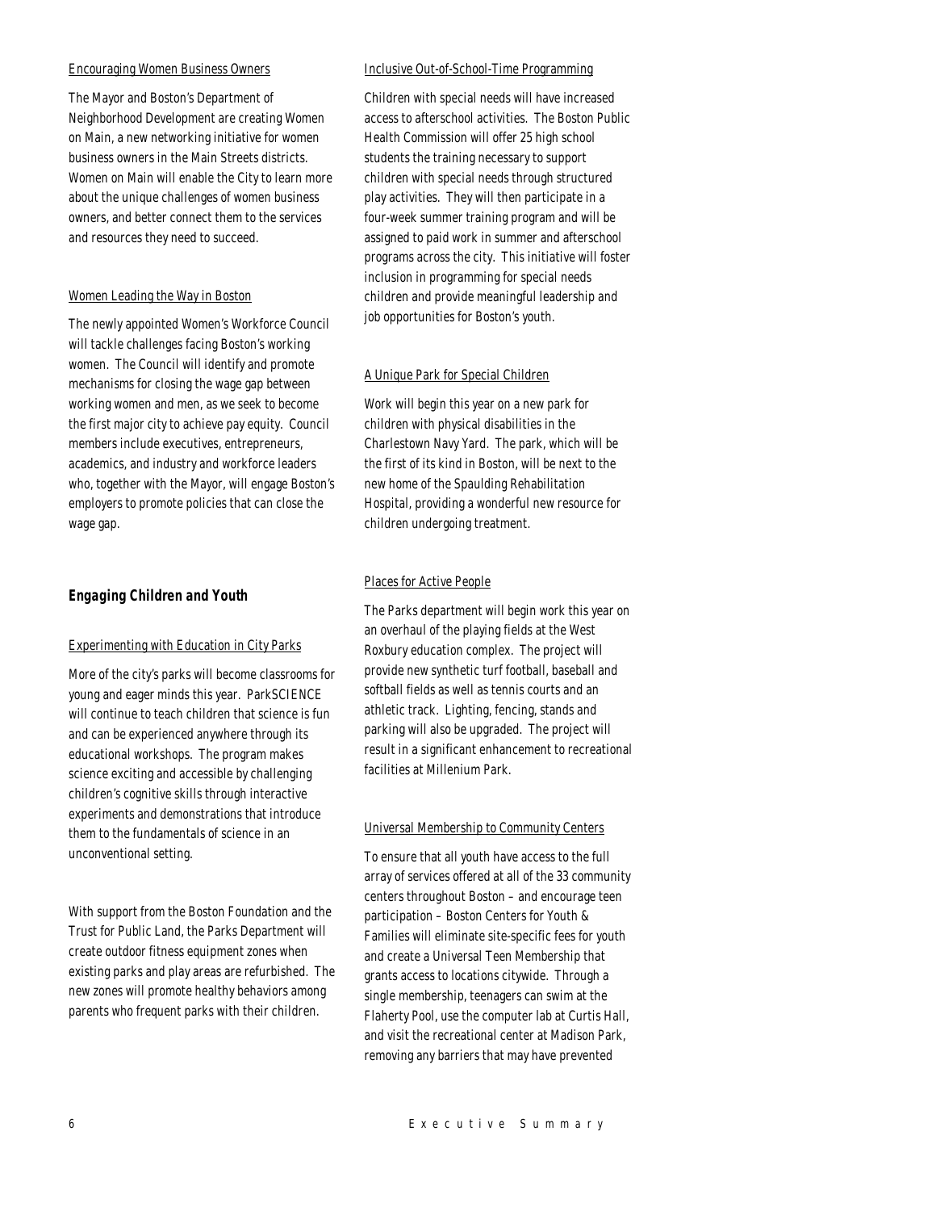Encouraging Women Business Owners

The Mayor and Boston's Department of Neighborhood Development are creating Women on Main, a new networking initiative for women business owners in the Main Streets districts. Women on Main will enable the City to learn more about the unique challenges of women business owners, and better connect them to the services and resources they need to succeed.

Women Leading the Way in Boston

The newly appointed Women's Workforce Council will tackle challenges facing Boston's working women. The Council will identify and promote mechanisms for closing the wage gap between working women and men, as we seek to become the first major city to achieve pay equity. Council members include executives, entrepreneurs, academics, and industry and workforce leaders who, together with the Mayor, will engage Boston's employers to promote policies that can close the wage gap.

## *Engaging Children and Youth*

Experimenting with Education in City Parks

More of the city's parks will become classrooms for young and eager minds this year. ParkSCIENCE will continue to teach children that science is fun and can be experienced anywhere through its educational workshops. The program makes science exciting and accessible by challenging children's cognitive skills through interactive experiments and demonstrations that introduce them to the fundamentals of science in an unconventional setting.

With support from the Boston Foundation and the Trust for Public Land, the Parks Department will create outdoor fitness equipment zones when existing parks and play areas are refurbished. The new zones will promote healthy behaviors among parents who frequent parks with their children.

Inclusive Out-of-School-Time Programming

Children with special needs will have increased access to afterschool activities. The Boston Public Health Commission will offer 25 high school students the training necessary to support children with special needs through structured play activities. They will then participate in a four-week summer training program and will be assigned to paid work in summer and afterschool programs across the city. This initiative will foster inclusion in programming for special needs children and provide meaningful leadership and job opportunities for Boston's youth.

A Unique Park for Special Children

Work will begin this year on a new park for children with physical disabilities in the Charlestown Navy Yard. The park, which will be the first of its kind in Boston, will be next to the new home of the Spaulding Rehabilitation Hospital, providing a wonderful new resource for children undergoing treatment.

Places for Active People

The Parks department will begin work this year on an overhaul of the playing fields at the West Roxbury education complex. The project will provide new synthetic turf football, baseball and softball fields as well as tennis courts and an athletic track. Lighting, fencing, stands and parking will also be upgraded. The project will result in a significant enhancement to recreational facilities at Millenium Park.

Universal Membership to Community Centers

To ensure that all youth have access to the full array of services offered at all of the 33 community centers throughout Boston – and encourage teen participation – Boston Centers for Youth & Families will eliminate site-specific fees for youth and create a Universal Teen Membership that grants access to locations citywide. Through a single membership, teenagers can swim at the Flaherty Pool, use the computer lab at Curtis Hall, and visit the recreational center at Madison Park, removing any barriers that may have prevented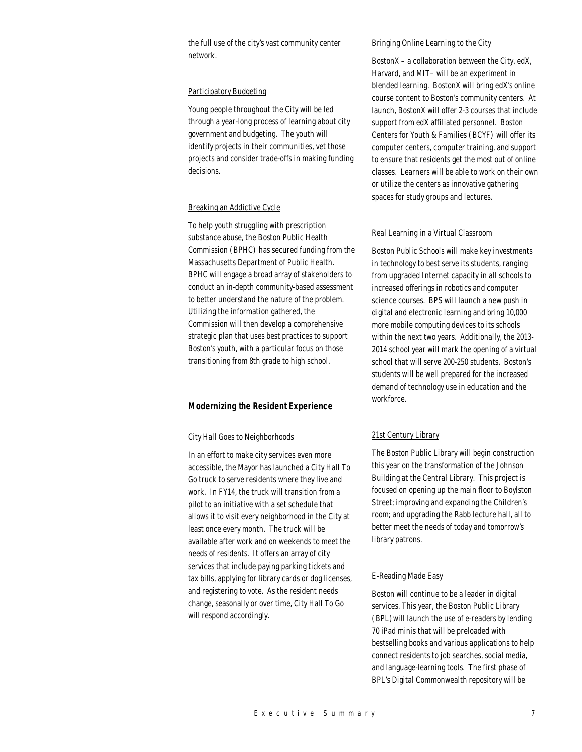the full use of the city's vast community center network.

Participatory Budgeting

Young people throughout the City will be led through a year-long process of learning about city government and budgeting. The youth will identify projects in their communities, vet those projects and consider trade-offs in making funding decisions.

Breaking an Addictive Cycle

To help youth struggling with prescription substance abuse, the Boston Public Health Commission (BPHC) has secured funding from the Massachusetts Department of Public Health. BPHC will engage a broad array of stakeholders to conduct an in-depth community-based assessment to better understand the nature of the problem. Utilizing the information gathered, the Commission will then develop a comprehensive strategic plan that uses best practices to support Boston's youth, with a particular focus on those transitioning from 8th grade to high school.

## Modernizing the Resident Experience

City Hall Goes to Neighborhoods

In an effort to make city services even more accessible, the Mayor has launched a City Hall To Go truck to serve residents where they live and work. In FY14, the truck will transition from a pilot to an initiative with a set schedule that allows it to visit every neighborhood in the City at least once every month. The truck will be available after work and on weekends to meet the needs of residents. It offers an array of city services that include paying parking tickets and tax bills, applying for library cards or dog licenses, and registering to vote. As the resident needs change, seasonally or over time, City Hall To Go will respond accordingly.

Bringing Online Learning to the City

BostonX – a collaboration between the City, edX, Harvard, and MIT– will be an experiment in blended learning. BostonX will bring edX's online course content to Boston's community centers. At launch, BostonX will offer 2-3 courses that include support from edX affiliated personnel. Boston Centers for Youth & Families (BCYF) will offer its computer centers, computer training, and support to ensure that residents get the most out of online classes. Learners will be able to work on their own or utilize the centers as innovative gathering spaces for study groups and lectures.

Real Learning in a Virtual Classroom

Boston Public Schools will make key investments in technology to best serve its students, ranging from upgraded Internet capacity in all schools to increased offerings in robotics and computer science courses. BPS will launch a new push in digital and electronic learning and bring 10,000 more mobile computing devices to its schools within the next two years. Additionally, the 2013-2014 school year will mark the opening of a virtual school that will serve 200-250 students. Boston's students will be well prepared for the increased demand of technology use in education and the workforce.

21st Century Library

The Boston Public Library will begin construction this year on the transformation of the Johnson Building at the Central Library. This project is focused on opening up the main floor to Boylston Street; improving and expanding the Children's room; and upgrading the Rabb lecture hall, all to better meet the needs of today and tomorrow's library patrons.

E-Reading Made Easy

Boston will continue to be a leader in digital services. This year, the Boston Public Library (BPL) will launch the use of e-readers by lending 70 iPad minis that will be preloaded with bestselling books and various applications to help connect residents to job searches, social media, and language-learning tools. The first phase of BPL's Digital Commonwealth repository will be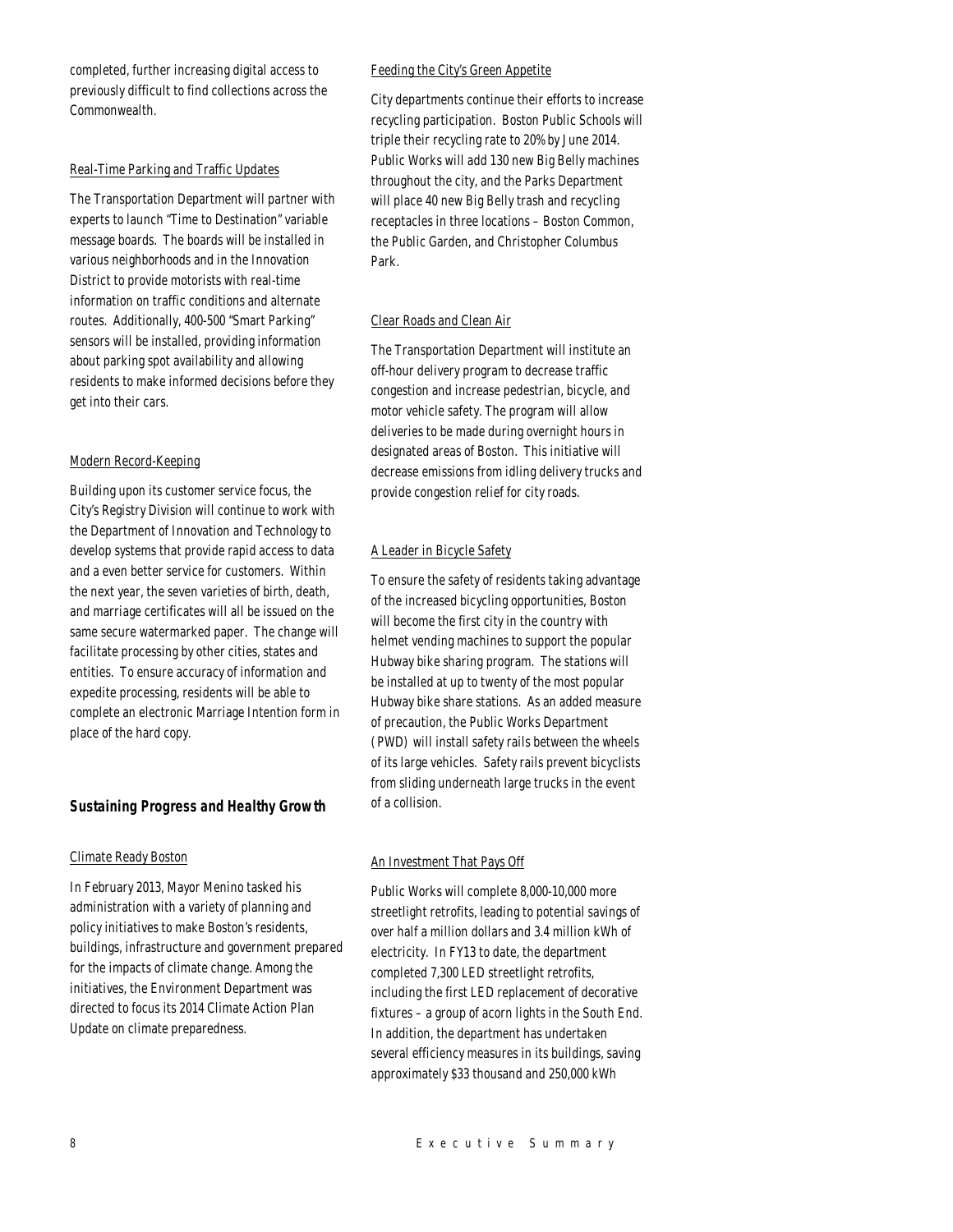completed, further increasing digital access to previously difficult to find collections across the Commonwealth.

Real-Time Parking and Traffic Updates

The Transportation Department will partner with experts to launch "Time to Destination" variable message boards. The boards will be installed in various neighborhoods and in the Innovation District to provide motorists with real-time information on traffic conditions and alternate routes. Additionally, 400-500 "Smart Parking" sensors will be installed, providing information about parking spot availability and allowing residents to make informed decisions before they get into their cars.

Modern Record-Keeping

Building upon its customer service focus, the City's Registry Division will continue to work with the Department of Innovation and Technology to develop systems that provide rapid access to data and a even better service for customers. Within the next year, the seven varieties of birth, death, and marriage certificates will all be issued on the same secure watermarked paper. The change will facilitate processing by other cities, states and entities. To ensure accuracy of information and expedite processing, residents will be able to complete an electronic Marriage Intention form in place of the hard copy.

### *Sustaining Progress and Healthy Growth*

Climate Ready Boston

In February 2013, Mayor Menino tasked his administration with a variety of planning and policy initiatives to make Boston's residents, buildings, infrastructure and government prepared for the impacts of climate change. Among the initiatives, the Environment Department was directed to focus its 2014 Climate Action Plan Update on climate preparedness.

Feeding the City's Green Appetite

City departments continue their efforts to increase recycling participation. Boston Public Schools will triple their recycling rate to 20% by June 2014. Public Works will add 130 new Big Belly machines throughout the city, and the Parks Department will place 40 new Big Belly trash and recycling receptacles in three locations – Boston Common, the Public Garden, and Christopher Columbus Park.

Clear Roads and Clean Air

The Transportation Department will institute an off-hour delivery program to decrease traffic congestion and increase pedestrian, bicycle, and motor vehicle safety. The program will allow deliveries to be made during overnight hours in designated areas of Boston. This initiative will decrease emissions from idling delivery trucks and provide congestion relief for city roads.

A Leader in Bicycle Safety

To ensure the safety of residents taking advantage of the increased bicycling opportunities, Boston will become the first city in the country with helmet vending machines to support the popular Hubway bike sharing program. The stations will be installed at up to twenty of the most popular Hubway bike share stations. As an added measure of precaution, the Public Works Department (PWD) will install safety rails between the wheels of its large vehicles. Safety rails prevent bicyclists from sliding underneath large trucks in the event of a collision.

An Investment That Pays Off

Public Works will complete 8,000-10,000 more streetlight retrofits, leading to potential savings of over half a million dollars and 3.4 million kWh of electricity. In FY13 to date, the department completed 7,300 LED streetlight retrofits, including the first LED replacement of decorative fixtures – a group of acorn lights in the South End. In addition, the department has undertaken several efficiency measures in its buildings, saving approximately $33 thousand and 250,000 kWh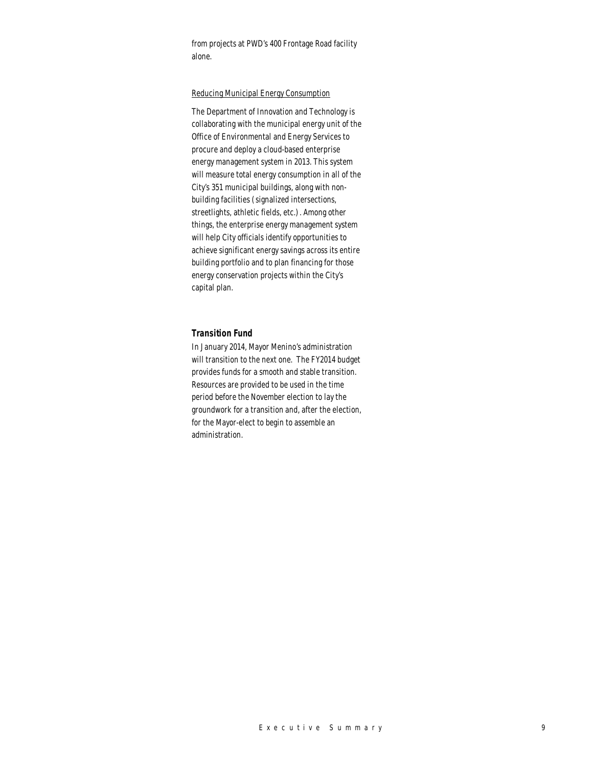from projects at PWD's 400 Frontage Road facility alone.

Reducing Municipal Energy Consumption

The Department of Innovation and Technology is collaborating with the municipal energy unit of the Office of Environmental and Energy Services to procure and deploy a cloud-based enterprise energy management system in 2013. This system will measure total energy consumption in all of the City's 351 municipal buildings, along with non-building facilities (signalized intersections, streetlights, athletic fields, etc.). Among other things, the enterprise energy management system will help City officials identify opportunities to achieve significant energy savings across its entire building portfolio and to plan financing for those energy conservation projects within the City's capital plan.

**Transition Fund**

In January 2014, Mayor Menino's administration will transition to the next one. The FY2014 budget provides funds for a smooth and stable transition. Resources are provided to be used in the time period before the November election to lay the groundwork for a transition and, after the election, for the Mayor-elect to begin to assemble an administration.